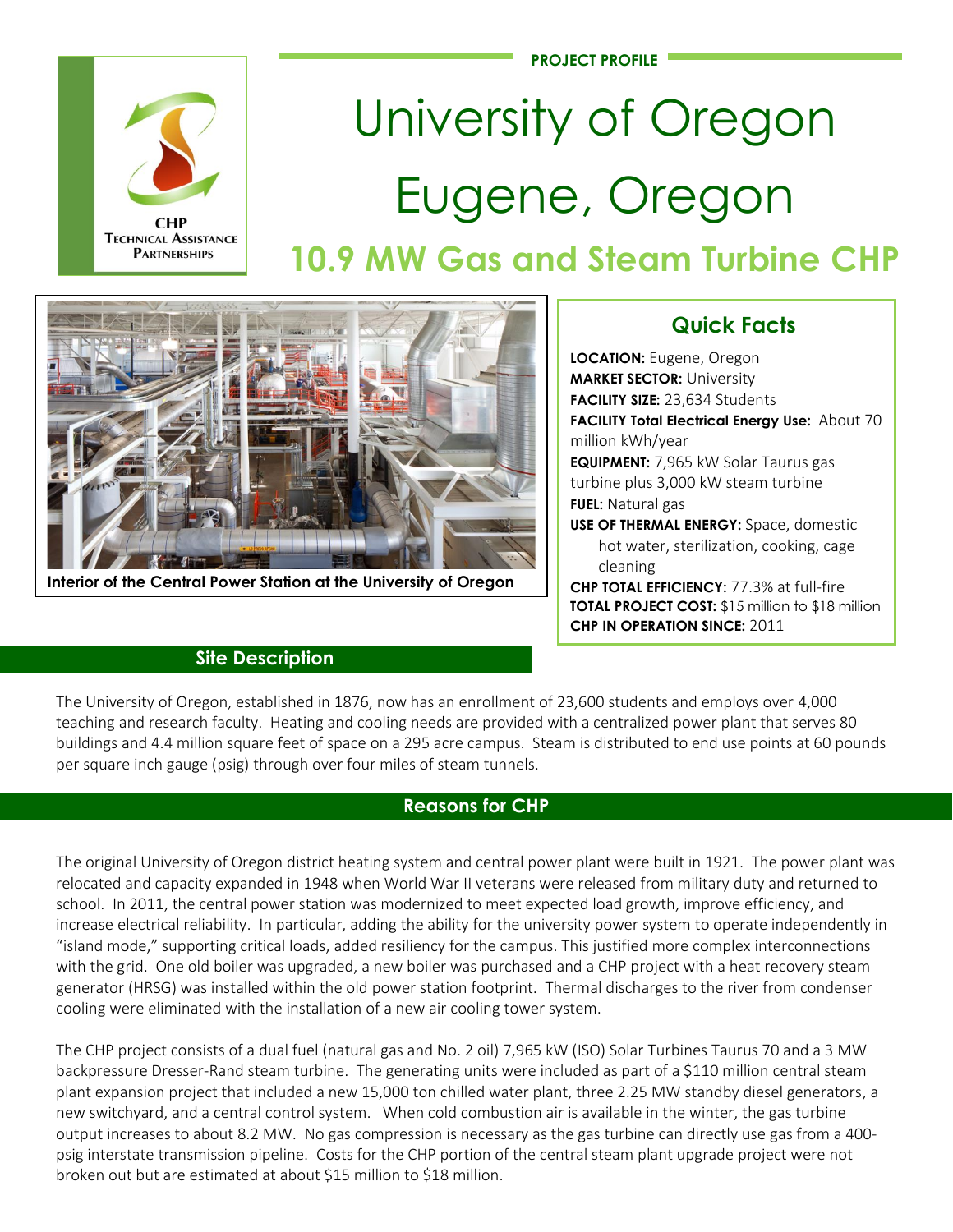PROJECT PROFILE

CHP Technical Assistance Partnerships

# University of Oregon
# Eugene, Oregon

## 10.9 MW Gas and Steam Turbine CHP

Interior of the Central Power Station at the University of Oregon

### Quick Facts

**LOCATION:** Eugene, Oregon
**MARKET SECTOR:** University
**FACILITY SIZE:** 23,634 Students
**FACILITY Total Electrical Energy Use:** About 70 million kWh/year
**EQUIPMENT:** 7,965 kW Solar Taurus gas turbine plus 3,000 kW steam turbine
**FUEL:** Natural gas
**USE OF THERMAL ENERGY:** Space, domestic hot water, sterilization, cooking, cage cleaning
**CHP TOTAL EFFICIENCY:** 77.3% at full-fire
**TOTAL PROJECT COST:** $15 million to $18 million
**CHP IN OPERATION SINCE:** 2011

## Site Description

The University of Oregon, established in 1876, now has an enrollment of 23,600 students and employs over 4,000 teaching and research faculty. Heating and cooling needs are provided with a centralized power plant that serves 80 buildings and 4.4 million square feet of space on a 295 acre campus. Steam is distributed to end use points at 60 pounds per square inch gauge (psig) through over four miles of steam tunnels.

## Reasons for CHP

The original University of Oregon district heating system and central power plant were built in 1921. The power plant was relocated and capacity expanded in 1948 when World War II veterans were released from military duty and returned to school. In 2011, the central power station was modernized to meet expected load growth, improve efficiency, and increase electrical reliability. In particular, adding the ability for the university power system to operate independently in "island mode," supporting critical loads, added resiliency for the campus. This justified more complex interconnections with the grid. One old boiler was upgraded, a new boiler was purchased and a CHP project with a heat recovery steam generator (HRSG) was installed within the old power station footprint. Thermal discharges to the river from condenser cooling were eliminated with the installation of a new air cooling tower system.

The CHP project consists of a dual fuel (natural gas and No. 2 oil) 7,965 kW (ISO) Solar Turbines Taurus 70 and a 3 MW backpressure Dresser-Rand steam turbine. The generating units were included as part of a $110 million central steam plant expansion project that included a new 15,000 ton chilled water plant, three 2.25 MW standby diesel generators, a new switchyard, and a central control system. When cold combustion air is available in the winter, the gas turbine output increases to about 8.2 MW. No gas compression is necessary as the gas turbine can directly use gas from a 400-psig interstate transmission pipeline. Costs for the CHP portion of the central steam plant upgrade project were not broken out but are estimated at about $15 million to $18 million.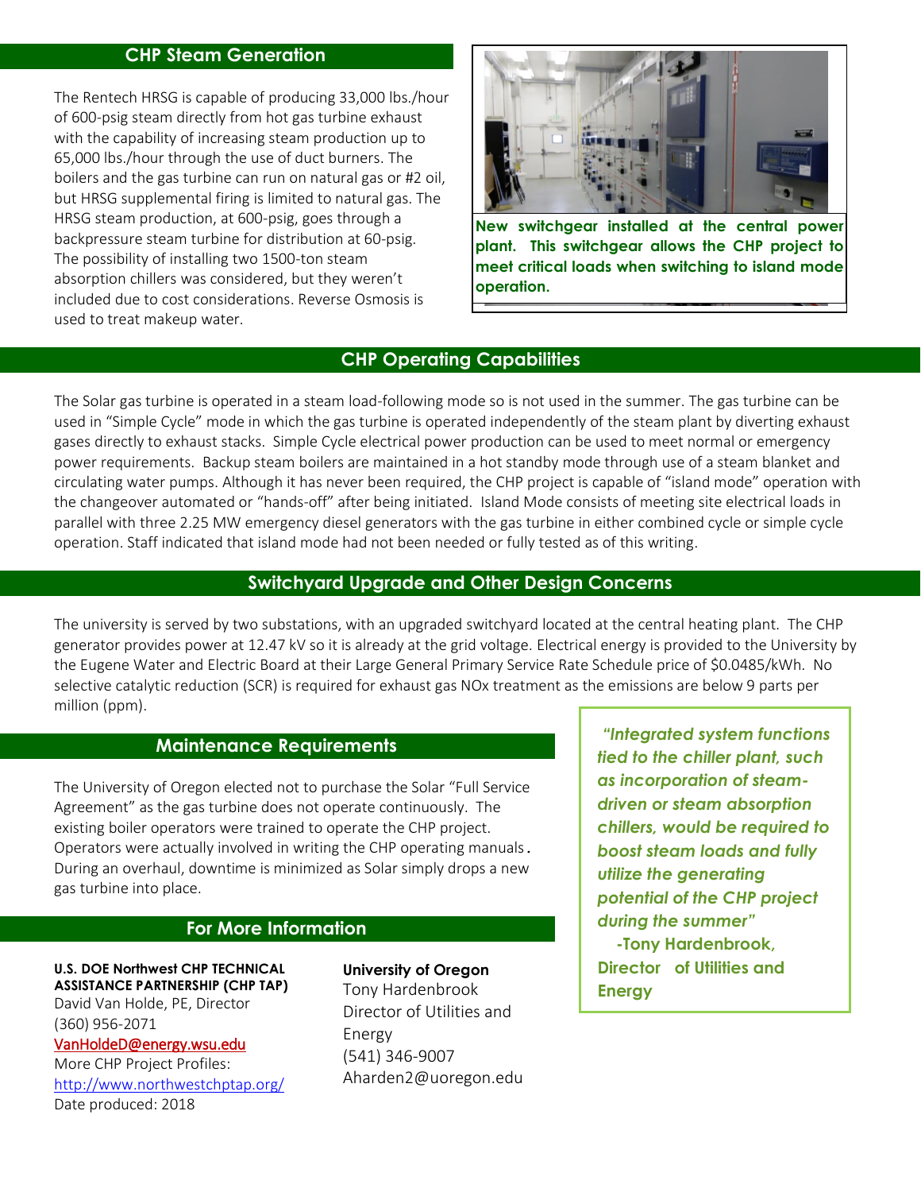## CHP Steam Generation

The Rentech HRSG is capable of producing 33,000 lbs./hour of 600-psig steam directly from hot gas turbine exhaust with the capability of increasing steam production up to 65,000 lbs./hour through the use of duct burners. The boilers and the gas turbine can run on natural gas or #2 oil, but HRSG supplemental firing is limited to natural gas. The HRSG steam production, at 600-psig, goes through a backpressure steam turbine for distribution at 60-psig. The possibility of installing two 1500-ton steam absorption chillers was considered, but they weren't included due to cost considerations. Reverse Osmosis is used to treat makeup water.

**New switchgear installed at the central power plant. This switchgear allows the CHP project to meet critical loads when switching to island mode operation.**

## CHP Operating Capabilities

The Solar gas turbine is operated in a steam load-following mode so is not used in the summer. The gas turbine can be used in "Simple Cycle" mode in which the gas turbine is operated independently of the steam plant by diverting exhaust gases directly to exhaust stacks. Simple Cycle electrical power production can be used to meet normal or emergency power requirements. Backup steam boilers are maintained in a hot standby mode through use of a steam blanket and circulating water pumps. Although it has never been required, the CHP project is capable of "island mode" operation with the changeover automated or "hands-off" after being initiated. Island Mode consists of meeting site electrical loads in parallel with three 2.25 MW emergency diesel generators with the gas turbine in either combined cycle or simple cycle operation. Staff indicated that island mode had not been needed or fully tested as of this writing.

## Switchyard Upgrade and Other Design Concerns

The university is served by two substations, with an upgraded switchyard located at the central heating plant. The CHP generator provides power at 12.47 kV so it is already at the grid voltage. Electrical energy is provided to the University by the Eugene Water and Electric Board at their Large General Primary Service Rate Schedule price of $0.0485/kWh. No selective catalytic reduction (SCR) is required for exhaust gas NOx treatment as the emissions are below 9 parts per million (ppm).

## Maintenance Requirements

The University of Oregon elected not to purchase the Solar "Full Service Agreement" as the gas turbine does not operate continuously. The existing boiler operators were trained to operate the CHP project. Operators were actually involved in writing the CHP operating manuals. During an overhaul, downtime is minimized as Solar simply drops a new gas turbine into place.

***"Integrated system functions tied to the chiller plant, such as incorporation of steam-driven or steam absorption chillers, would be required to boost steam loads and fully utilize the generating potential of the CHP project during the summer"***

**-Tony Hardenbrook, Director of Utilities and Energy**

## For More Information

**U.S. DOE Northwest CHP TECHNICAL ASSISTANCE PARTNERSHIP (CHP TAP)**
David Van Holde, PE, Director
(360) 956-2071
VanHoldeD@energy.wsu.edu
More CHP Project Profiles: http://www.northwestchptap.org/
Date produced: 2018

**University of Oregon**
Tony Hardenbrook
Director of Utilities and Energy
(541) 346-9007
Aharden2@uoregon.edu